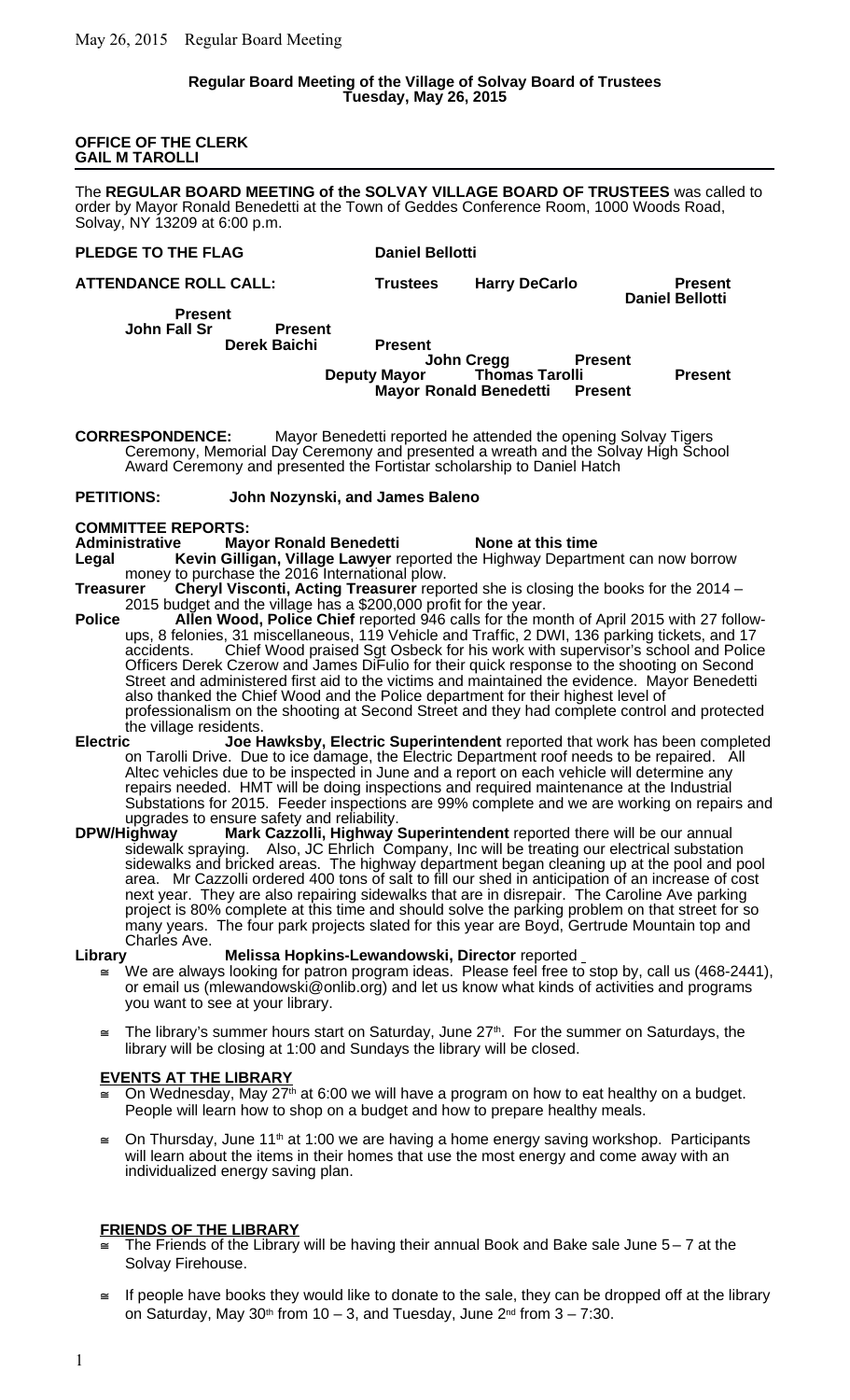**Regular Board Meeting of the Village of Solvay Board of Trustees**
**Tuesday, May 26, 2015**

**OFFICE OF THE CLERK**
**GAIL M TAROLLI**

The **REGULAR BOARD MEETING of the SOLVAY VILLAGE BOARD OF TRUSTEES** was called to order by Mayor Ronald Benedetti at the Town of Geddes Conference Room, 1000 Woods Road, Solvay, NY 13209 at 6:00 p.m.

**PLEDGE TO THE FLAG** **Daniel Bellotti**

**ATTENDANCE ROLL CALL:**

| | | |
|---|---|---|
| **Trustees** | **Harry DeCarlo** | **Present** |
| | **Daniel Bellotti** | **Present** |
| | **John Fall Sr** | **Present** |
| | **Derek Baichi** | **Present** |
| | **John Cregg** | **Present** |
| **Deputy Mayor** | **Thomas Tarolli** | **Present** |
| | **Mayor Ronald Benedetti** | **Present** |

**CORRESPONDENCE:** Mayor Benedetti reported he attended the opening Solvay Tigers Ceremony, Memorial Day Ceremony and presented a wreath and the Solvay High School Award Ceremony and presented the Fortistar scholarship to Daniel Hatch

**PETITIONS:** **John Nozynski, and James Baleno**

**COMMITTEE REPORTS:**

**Administrative** **Mayor Ronald Benedetti** **None at this time**

**Legal** **Kevin Gilligan, Village Lawyer** reported the Highway Department can now borrow money to purchase the 2016 International plow.

**Treasurer** **Cheryl Visconti, Acting Treasurer** reported she is closing the books for the 2014 – 2015 budget and the village has a $200,000 profit for the year.

**Police** **Allen Wood, Police Chief** reported 946 calls for the month of April 2015 with 27 follow-ups, 8 felonies, 31 miscellaneous, 119 Vehicle and Traffic, 2 DWI, 136 parking tickets, and 17 accidents. Chief Wood praised Sgt Osbeck for his work with supervisor's school and Police Officers Derek Czerow and James DiFulio for their quick response to the shooting on Second Street and administered first aid to the victims and maintained the evidence. Mayor Benedetti also thanked the Chief Wood and the Police department for their highest level of professionalism on the shooting at Second Street and they had complete control and protected the village residents.

**Electric** **Joe Hawksby, Electric Superintendent** reported that work has been completed on Tarolli Drive. Due to ice damage, the Electric Department roof needs to be repaired. All Altec vehicles due to be inspected in June and a report on each vehicle will determine any repairs needed. HMT will be doing inspections and required maintenance at the Industrial Substations for 2015. Feeder inspections are 99% complete and we are working on repairs and upgrades to ensure safety and reliability.

**DPW/Highway** **Mark Cazzolli, Highway Superintendent** reported there will be our annual sidewalk spraying. Also, JC Ehrlich Company, Inc will be treating our electrical substation sidewalks and bricked areas. The highway department began cleaning up at the pool and pool area. Mr Cazzolli ordered 400 tons of salt to fill our shed in anticipation of an increase of cost next year. They are also repairing sidewalks that are in disrepair. The Caroline Ave parking project is 80% complete at this time and should solve the parking problem on that street for so many years. The four park projects slated for this year are Boyd, Gertrude Mountain top and Charles Ave.

**Library** **Melissa Hopkins-Lewandowski, Director** reported

- We are always looking for patron program ideas. Please feel free to stop by, call us (468-2441), or email us (mlewandowski@onlib.org) and let us know what kinds of activities and programs you want to see at your library.
- The library's summer hours start on Saturday, June 27th. For the summer on Saturdays, the library will be closing at 1:00 and Sundays the library will be closed.

**EVENTS AT THE LIBRARY**

- On Wednesday, May 27th at 6:00 we will have a program on how to eat healthy on a budget. People will learn how to shop on a budget and how to prepare healthy meals.
- On Thursday, June 11th at 1:00 we are having a home energy saving workshop. Participants will learn about the items in their homes that use the most energy and come away with an individualized energy saving plan.

**FRIENDS OF THE LIBRARY**

- The Friends of the Library will be having their annual Book and Bake sale June 5 – 7 at the Solvay Firehouse.
- If people have books they would like to donate to the sale, they can be dropped off at the library on Saturday, May 30th from 10 – 3, and Tuesday, June 2nd from 3 – 7:30.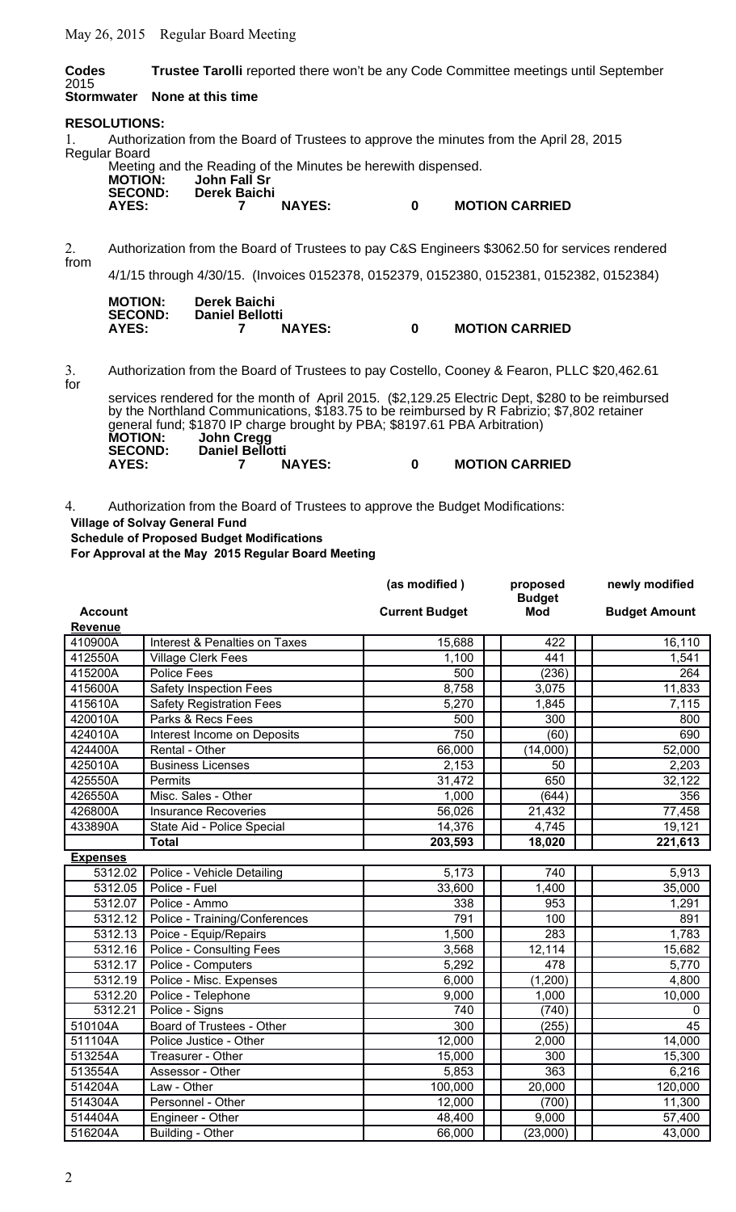**Codes** **Trustee Tarolli** reported there won't be any Code Committee meetings until September 2015

**Stormwater** **None at this time**

**RESOLUTIONS:**

1. Authorization from the Board of Trustees to approve the minutes from the April 28, 2015 Regular Board Meeting and the Reading of the Minutes be herewith dispensed.

**MOTION:** John Fall Sr
**SECOND:** Derek Baichi
**AYES:** 7 **NAYES:** 0 **MOTION CARRIED**

2. Authorization from the Board of Trustees to pay C&S Engineers $3062.50 for services rendered from 4/1/15 through 4/30/15. (Invoices 0152378, 0152379, 0152380, 0152381, 0152382, 0152384)

**MOTION:** Derek Baichi
**SECOND:** Daniel Bellotti
**AYES:** 7 **NAYES:** 0 **MOTION CARRIED**

3. Authorization from the Board of Trustees to pay Costello, Cooney & Fearon, PLLC $20,462.61 for services rendered for the month of April 2015. ($2,129.25 Electric Dept, $280 to be reimbursed by the Northland Communications, $183.75 to be reimbursed by R Fabrizio; $7,802 retainer general fund; $1870 IP charge brought by PBA; $8197.61 PBA Arbitration)

**MOTION:** John Cregg
**SECOND:** Daniel Bellotti
**AYES:** 7 **NAYES:** 0 **MOTION CARRIED**

4. Authorization from the Board of Trustees to approve the Budget Modifications:

**Village of Solvay General Fund**
**Schedule of Proposed Budget Modifications**
**For Approval at the May 2015 Regular Board Meeting**

| Account | | (as modified ) Current Budget | proposed Budget Mod | newly modified Budget Amount |
|---|---|---|---|---|
| **Revenue** | | | | |
| 410900A | Interest & Penalties on Taxes | 15,688 | 422 | 16,110 |
| 412550A | Village Clerk Fees | 1,100 | 441 | 1,541 |
| 415200A | Police Fees | 500 | (236) | 264 |
| 415600A | Safety Inspection Fees | 8,758 | 3,075 | 11,833 |
| 415610A | Safety Registration Fees | 5,270 | 1,845 | 7,115 |
| 420010A | Parks & Recs Fees | 500 | 300 | 800 |
| 424010A | Interest Income on Deposits | 750 | (60) | 690 |
| 424400A | Rental - Other | 66,000 | (14,000) | 52,000 |
| 425010A | Business Licenses | 2,153 | 50 | 2,203 |
| 425550A | Permits | 31,472 | 650 | 32,122 |
| 426550A | Misc. Sales - Other | 1,000 | (644) | 356 |
| 426800A | Insurance Recoveries | 56,026 | 21,432 | 77,458 |
| 433890A | State Aid - Police Special | 14,376 | 4,745 | 19,121 |
| | **Total** | **203,593** | **18,020** | **221,613** |
| **Expenses** | | | | |
| 5312.02 | Police - Vehicle Detailing | 5,173 | 740 | 5,913 |
| 5312.05 | Police - Fuel | 33,600 | 1,400 | 35,000 |
| 5312.07 | Police - Ammo | 338 | 953 | 1,291 |
| 5312.12 | Police - Training/Conferences | 791 | 100 | 891 |
| 5312.13 | Poice - Equip/Repairs | 1,500 | 283 | 1,783 |
| 5312.16 | Police - Consulting Fees | 3,568 | 12,114 | 15,682 |
| 5312.17 | Police - Computers | 5,292 | 478 | 5,770 |
| 5312.19 | Police - Misc. Expenses | 6,000 | (1,200) | 4,800 |
| 5312.20 | Police - Telephone | 9,000 | 1,000 | 10,000 |
| 5312.21 | Police - Signs | 740 | (740) | 0 |
| 510104A | Board of Trustees - Other | 300 | (255) | 45 |
| 511104A | Police Justice - Other | 12,000 | 2,000 | 14,000 |
| 513254A | Treasurer - Other | 15,000 | 300 | 15,300 |
| 513554A | Assessor - Other | 5,853 | 363 | 6,216 |
| 514204A | Law - Other | 100,000 | 20,000 | 120,000 |
| 514304A | Personnel - Other | 12,000 | (700) | 11,300 |
| 514404A | Engineer - Other | 48,400 | 9,000 | 57,400 |
| 516204A | Building - Other | 66,000 | (23,000) | 43,000 |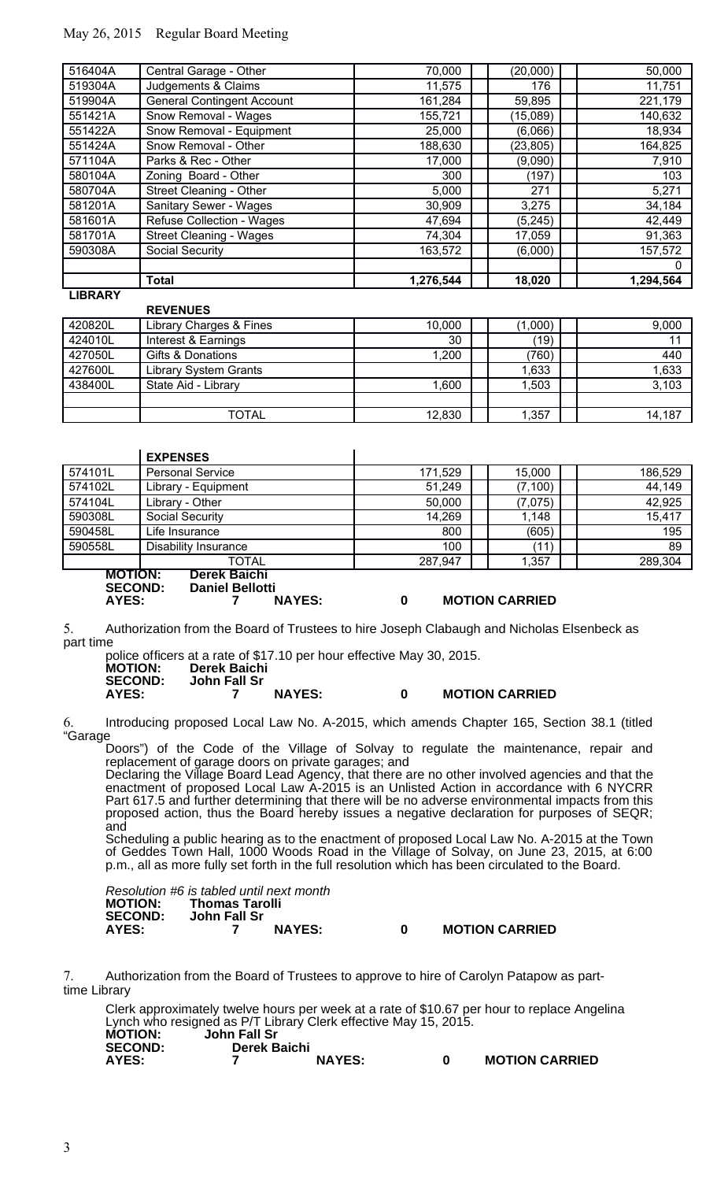| | | | | |
|---|---|---|---|---|
| 516404A | Central Garage - Other | 70,000 | (20,000) | 50,000 |
| 519304A | Judgements & Claims | 11,575 | 176 | 11,751 |
| 519904A | General Contingent Account | 161,284 | 59,895 | 221,179 |
| 551421A | Snow Removal - Wages | 155,721 | (15,089) | 140,632 |
| 551422A | Snow Removal - Equipment | 25,000 | (6,066) | 18,934 |
| 551424A | Snow Removal - Other | 188,630 | (23,805) | 164,825 |
| 571104A | Parks & Rec - Other | 17,000 | (9,090) | 7,910 |
| 580104A | Zoning Board - Other | 300 | (197) | 103 |
| 580704A | Street Cleaning - Other | 5,000 | 271 | 5,271 |
| 581201A | Sanitary Sewer - Wages | 30,909 | 3,275 | 34,184 |
| 581601A | Refuse Collection - Wages | 47,694 | (5,245) | 42,449 |
| 581701A | Street Cleaning - Wages | 74,304 | 17,059 | 91,363 |
| 590308A | Social Security | 163,572 | (6,000) | 157,572 |
| | | | | 0 |
| | **Total** | **1,276,544** | **18,020** | **1,294,564** |

**LIBRARY**

| | **REVENUES** | | | |
|---|---|---|---|---|
| 420820L | Library Charges & Fines | 10,000 | (1,000) | 9,000 |
| 424010L | Interest & Earnings | 30 | (19) | 11 |
| 427050L | Gifts & Donations | 1,200 | (760) | 440 |
| 427600L | Library System Grants | | 1,633 | 1,633 |
| 438400L | State Aid - Library | 1,600 | 1,503 | 3,103 |
| | | | | |
| | TOTAL | 12,830 | 1,357 | 14,187 |

| | **EXPENSES** | | | |
|---|---|---|---|---|
| 574101L | Personal Service | 171,529 | 15,000 | 186,529 |
| 574102L | Library - Equipment | 51,249 | (7,100) | 44,149 |
| 574104L | Library - Other | 50,000 | (7,075) | 42,925 |
| 590308L | Social Security | 14,269 | 1,148 | 15,417 |
| 590458L | Life Insurance | 800 | (605) | 195 |
| 590558L | Disability Insurance | 100 | (11) | 89 |
| | TOTAL | 287,947 | 1,357 | 289,304 |

**MOTION:** **Derek Baichi**
**SECOND:** **Daniel Bellotti**
**AYES:** **7** **NAYES:** **0** **MOTION CARRIED**

5. Authorization from the Board of Trustees to hire Joseph Clabaugh and Nicholas Elsenbeck as part time police officers at a rate of $17.10 per hour effective May 30, 2015.

**MOTION:** **Derek Baichi**
**SECOND:** **John Fall Sr**
**AYES:** **7** **NAYES:** **0** **MOTION CARRIED**

6. Introducing proposed Local Law No. A-2015, which amends Chapter 165, Section 38.1 (titled "Garage Doors") of the Code of the Village of Solvay to regulate the maintenance, repair and replacement of garage doors on private garages; and

Declaring the Village Board Lead Agency, that there are no other involved agencies and that the enactment of proposed Local Law A-2015 is an Unlisted Action in accordance with 6 NYCRR Part 617.5 and further determining that there will be no adverse environmental impacts from this proposed action, thus the Board hereby issues a negative declaration for purposes of SEQR; and

Scheduling a public hearing as to the enactment of proposed Local Law No. A-2015 at the Town of Geddes Town Hall, 1000 Woods Road in the Village of Solvay, on June 23, 2015, at 6:00 p.m., all as more fully set forth in the full resolution which has been circulated to the Board.

*Resolution #6 is tabled until next month*
**MOTION:** **Thomas Tarolli**
**SECOND:** **John Fall Sr**
**AYES:** **7** **NAYES:** **0** **MOTION CARRIED**

7. Authorization from the Board of Trustees to approve to hire of Carolyn Patapow as part-time Library Clerk approximately twelve hours per week at a rate of $10.67 per hour to replace Angelina Lynch who resigned as P/T Library Clerk effective May 15, 2015.

**MOTION:** **John Fall Sr**
**SECOND:** **Derek Baichi**
**AYES:** **7** **NAYES:** **0** **MOTION CARRIED**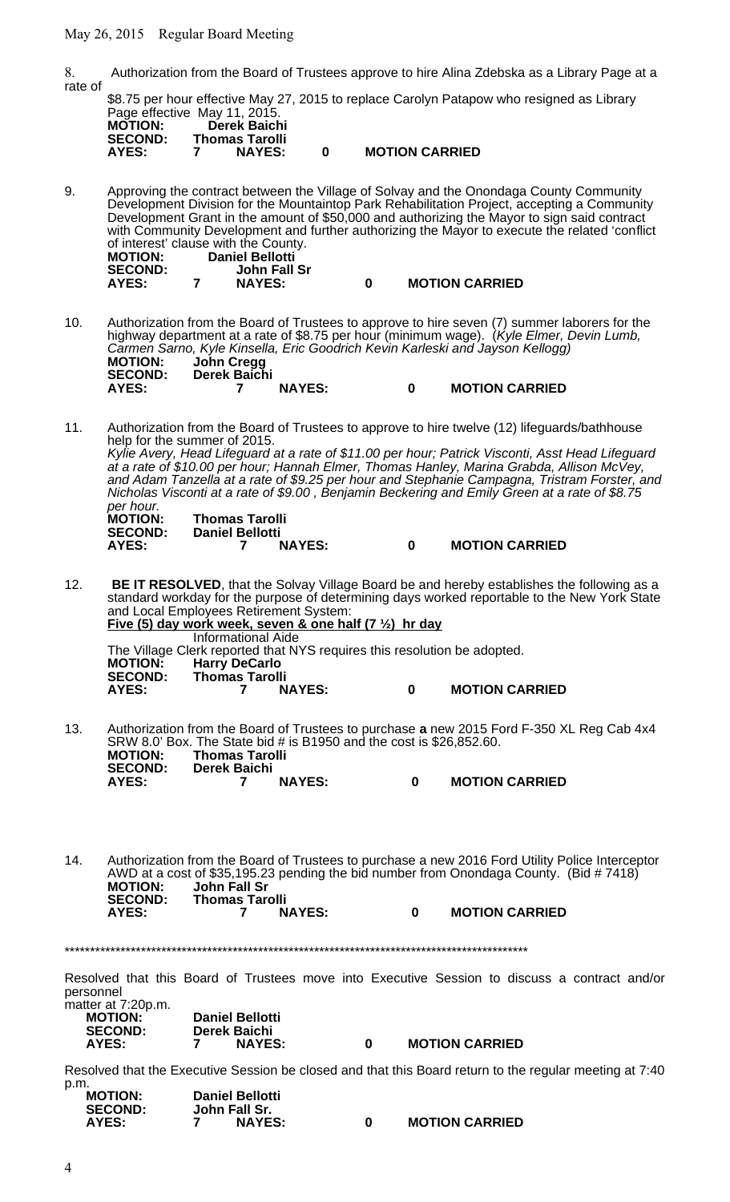8. Authorization from the Board of Trustees approve to hire Alina Zdebska as a Library Page at a rate of $8.75 per hour effective May 27, 2015 to replace Carolyn Patapow who resigned as Library Page effective May 11, 2015.

**MOTION:** **Derek Baichi**
**SECOND:** **Thomas Tarolli**
**AYES:** **7** **NAYES:** **0** **MOTION CARRIED**

9. Approving the contract between the Village of Solvay and the Onondaga County Community Development Division for the Mountaintop Park Rehabilitation Project, accepting a Community Development Grant in the amount of $50,000 and authorizing the Mayor to sign said contract with Community Development and further authorizing the Mayor to execute the related 'conflict of interest' clause with the County.

**MOTION:** **Daniel Bellotti**
**SECOND:** **John Fall Sr**
**AYES:** **7** **NAYES:** **0** **MOTION CARRIED**

10. Authorization from the Board of Trustees to approve to hire seven (7) summer laborers for the highway department at a rate of $8.75 per hour (minimum wage). (*Kyle Elmer, Devin Lumb, Carmen Sarno, Kyle Kinsella, Eric Goodrich Kevin Karleski and Jayson Kellogg)*

**MOTION:** **John Cregg**
**SECOND:** **Derek Baichi**
**AYES:** **7** **NAYES:** **0** **MOTION CARRIED**

11. Authorization from the Board of Trustees to approve to hire twelve (12) lifeguards/bathhouse help for the summer of 2015.
*Kylie Avery, Head Lifeguard at a rate of $11.00 per hour; Patrick Visconti, Asst Head Lifeguard at a rate of $10.00 per hour; Hannah Elmer, Thomas Hanley, Marina Grabda, Allison McVey, and Adam Tanzella at a rate of $9.25 per hour and Stephanie Campagna, Tristram Forster, and Nicholas Visconti at a rate of $9.00 , Benjamin Beckering and Emily Green at a rate of $8.75 per hour.*

**MOTION:** **Thomas Tarolli**
**SECOND:** **Daniel Bellotti**
**AYES:** **7** **NAYES:** **0** **MOTION CARRIED**

12. **BE IT RESOLVED**, that the Solvay Village Board be and hereby establishes the following as a standard workday for the purpose of determining days worked reportable to the New York State and Local Employees Retirement System:
**Five (5) day work week, seven & one half (7 ½) hr day**
Informational Aide
The Village Clerk reported that NYS requires this resolution be adopted.

**MOTION:** **Harry DeCarlo**
**SECOND:** **Thomas Tarolli**
**AYES:** **7** **NAYES:** **0** **MOTION CARRIED**

13. Authorization from the Board of Trustees to purchase **a** new 2015 Ford F-350 XL Reg Cab 4x4 SRW 8.0' Box. The State bid # is B1950 and the cost is $26,852.60.

**MOTION:** **Thomas Tarolli**
**SECOND:** **Derek Baichi**
**AYES:** **7** **NAYES:** **0** **MOTION CARRIED**

14. Authorization from the Board of Trustees to purchase a new 2016 Ford Utility Police Interceptor AWD at a cost of $35,195.23 pending the bid number from Onondaga County. (Bid # 7418)

**MOTION:** **John Fall Sr**
**SECOND:** **Thomas Tarolli**
**AYES:** **7** **NAYES:** **0** **MOTION CARRIED**

*******************************************************************************************

Resolved that this Board of Trustees move into Executive Session to discuss a contract and/or personnel matter at 7:20p.m.

**MOTION:** **Daniel Bellotti**
**SECOND:** **Derek Baichi**
**AYES:** **7** **NAYES:** **0** **MOTION CARRIED**

Resolved that the Executive Session be closed and that this Board return to the regular meeting at 7:40 p.m.

**MOTION:** **Daniel Bellotti**
**SECOND:** **John Fall Sr.**
**AYES:** **7** **NAYES:** **0** **MOTION CARRIED**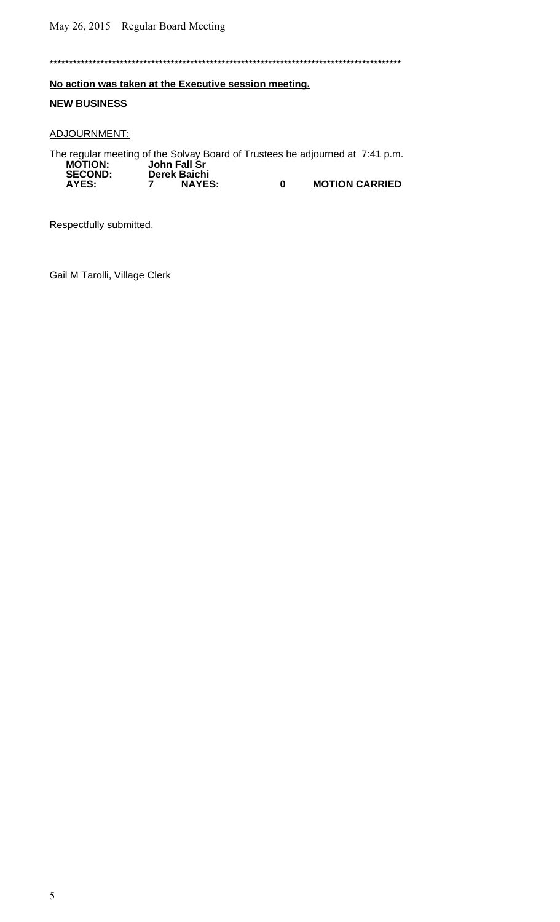*******************************************************************************************

**No action was taken at the Executive session meeting.**

**NEW BUSINESS**

ADJOURNMENT:

The regular meeting of the Solvay Board of Trustees be adjourned at 7:41 p.m.

| | | | | |
|---|---|---|---|---|
| **MOTION:** | **John Fall Sr** | | | |
| **SECOND:** | **Derek Baichi** | | | |
| **AYES:** | **7** | **NAYES:** | **0** | **MOTION CARRIED** |

Respectfully submitted,

Gail M Tarolli, Village Clerk